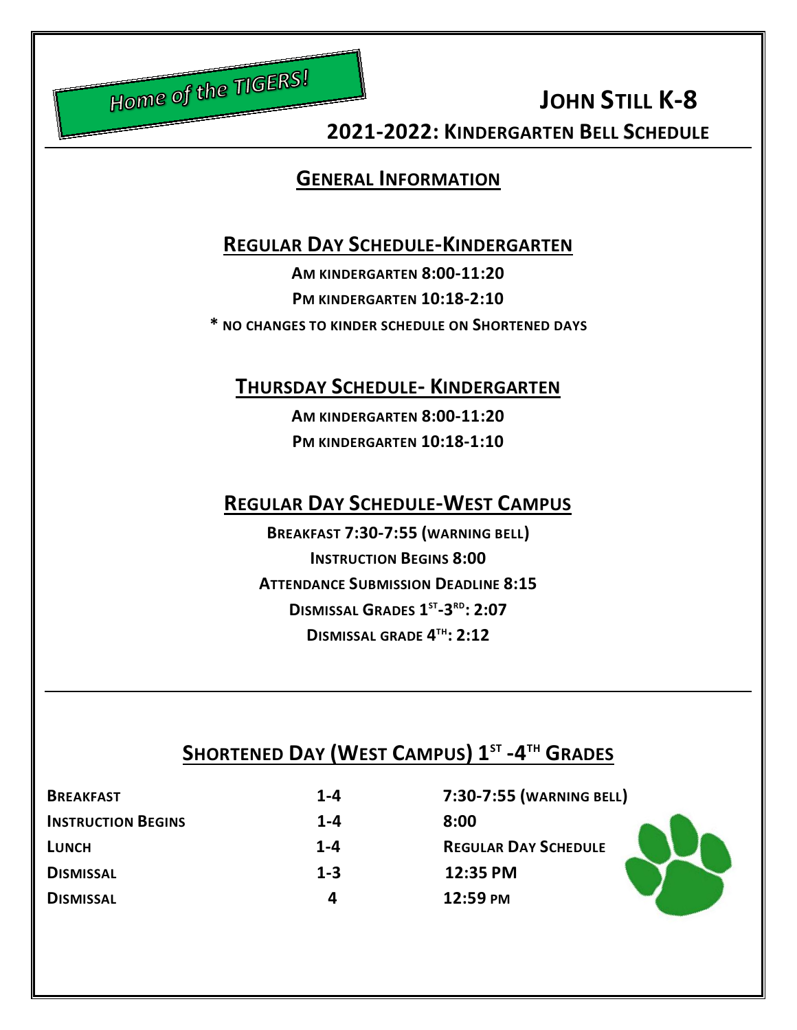Home of the TIGERS!

# JOHN STILL K-8

## 2021-2022: KINDERGARTEN BELL SCHEDULE

## GENERAL INFORMATION

### REGULAR DAY SCHEDULE-KINDERGARTEN

**AM KINDERGARTEN 8:00-11:20**

**PM KINDERGARTEN 10:18-2:10**

**\* NO CHANGES TO KINDER SCHEDULE ON SHORTENED DAYS**

### THURSDAY SCHEDULE- KINDERGARTEN

**AM KINDERGARTEN 8:00-11:20**

**PM KINDERGARTEN 10:18-1:10**

### REGULAR DAY SCHEDULE-WEST CAMPUS

**BREAKFAST 7:30-7:55 (WARNING BELL)**

**INSTRUCTION BEGINS 8:00**

**ATTENDANCE SUBMISSION DEADLINE 8:15**

**DISMISSAL GRADES 1ST-3RD: 2:07**

**DISMISSAL GRADE 4TH: 2:12**

### SHORTENED DAY (WEST CAMPUS) 1ST -4TH GRADES

| | | |
|---|---|---|
| **BREAKFAST** | **1-4** | **7:30-7:55 (WARNING BELL)** |
| **INSTRUCTION BEGINS** | **1-4** | **8:00** |
| **LUNCH** | **1-4** | **REGULAR DAY SCHEDULE** |
| **DISMISSAL** | **1-3** | **12:35 PM** |
| **DISMISSAL** | **4** | **12:59 PM** |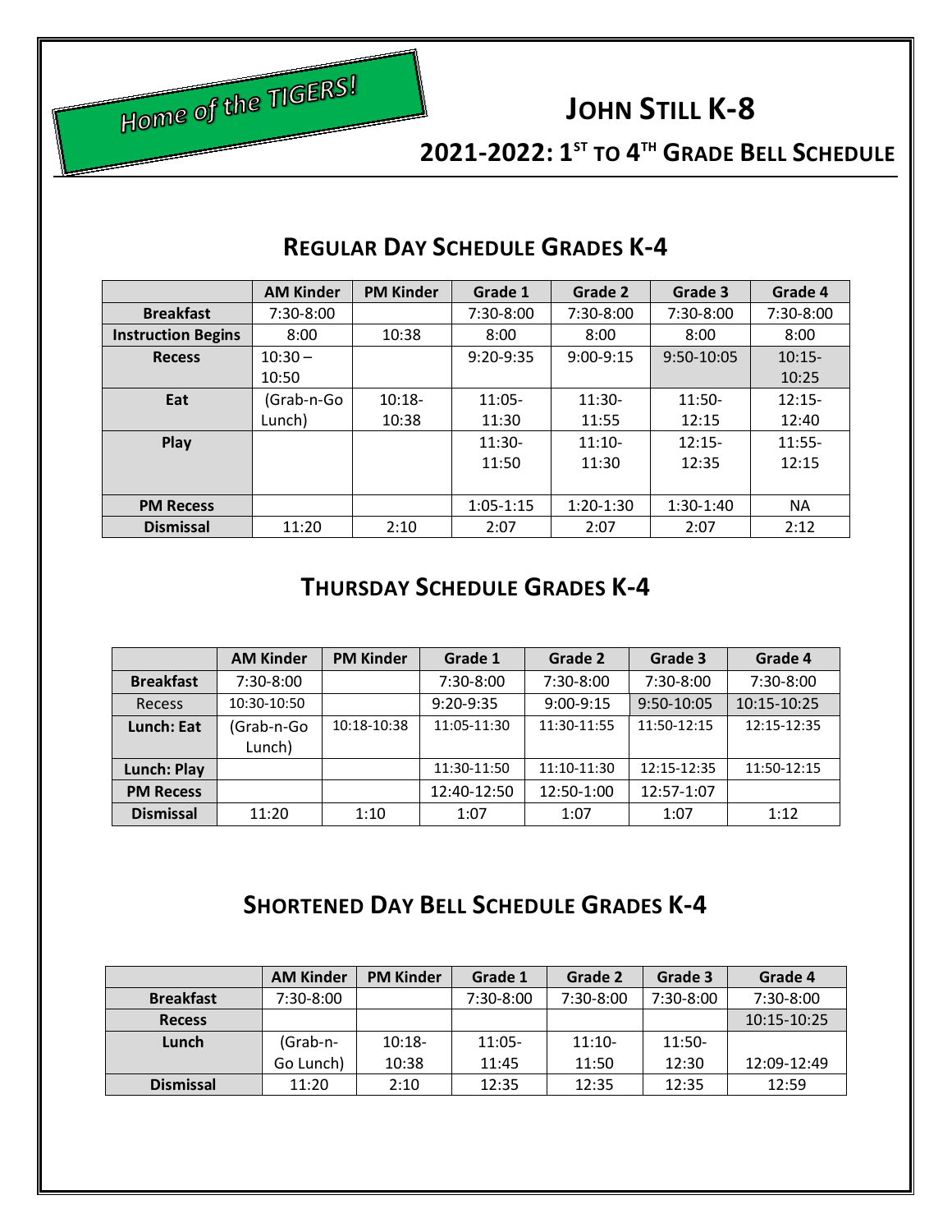Home of the TIGERS!

# JOHN STILL K-8

## 2021-2022: 1ST TO 4TH GRADE BELL SCHEDULE

## REGULAR DAY SCHEDULE GRADES K-4

| | AM Kinder | PM Kinder | Grade 1 | Grade 2 | Grade 3 | Grade 4 |
|---|---|---|---|---|---|---|
| **Breakfast** | 7:30-8:00 | | 7:30-8:00 | 7:30-8:00 | 7:30-8:00 | 7:30-8:00 |
| **Instruction Begins** | 8:00 | 10:38 | 8:00 | 8:00 | 8:00 | 8:00 |
| **Recess** | 10:30 – 10:50 | | 9:20-9:35 | 9:00-9:15 | 9:50-10:05 | 10:15-10:25 |
| **Eat** | (Grab-n-Go Lunch) | 10:18-10:38 | 11:05-11:30 | 11:30-11:55 | 11:50-12:15 | 12:15-12:40 |
| **Play** | | | 11:30-11:50 | 11:10-11:30 | 12:15-12:35 | 11:55-12:15 |
| **PM Recess** | | | 1:05-1:15 | 1:20-1:30 | 1:30-1:40 | NA |
| **Dismissal** | 11:20 | 2:10 | 2:07 | 2:07 | 2:07 | 2:12 |

## THURSDAY SCHEDULE GRADES K-4

| | AM Kinder | PM Kinder | Grade 1 | Grade 2 | Grade 3 | Grade 4 |
|---|---|---|---|---|---|---|
| **Breakfast** | 7:30-8:00 | | 7:30-8:00 | 7:30-8:00 | 7:30-8:00 | 7:30-8:00 |
| Recess | 10:30-10:50 | | 9:20-9:35 | 9:00-9:15 | 9:50-10:05 | 10:15-10:25 |
| **Lunch: Eat** | (Grab-n-Go Lunch) | 10:18-10:38 | 11:05-11:30 | 11:30-11:55 | 11:50-12:15 | 12:15-12:35 |
| **Lunch: Play** | | | 11:30-11:50 | 11:10-11:30 | 12:15-12:35 | 11:50-12:15 |
| **PM Recess** | | | 12:40-12:50 | 12:50-1:00 | 12:57-1:07 | |
| **Dismissal** | 11:20 | 1:10 | 1:07 | 1:07 | 1:07 | 1:12 |

## SHORTENED DAY BELL SCHEDULE GRADES K-4

| | AM Kinder | PM Kinder | Grade 1 | Grade 2 | Grade 3 | Grade 4 |
|---|---|---|---|---|---|---|
| **Breakfast** | 7:30-8:00 | | 7:30-8:00 | 7:30-8:00 | 7:30-8:00 | 7:30-8:00 |
| **Recess** | | | | | | 10:15-10:25 |
| **Lunch** | (Grab-n-Go Lunch) | 10:18-10:38 | 11:05-11:45 | 11:10-11:50 | 11:50-12:30 | 12:09-12:49 |
| **Dismissal** | 11:20 | 2:10 | 12:35 | 12:35 | 12:35 | 12:59 |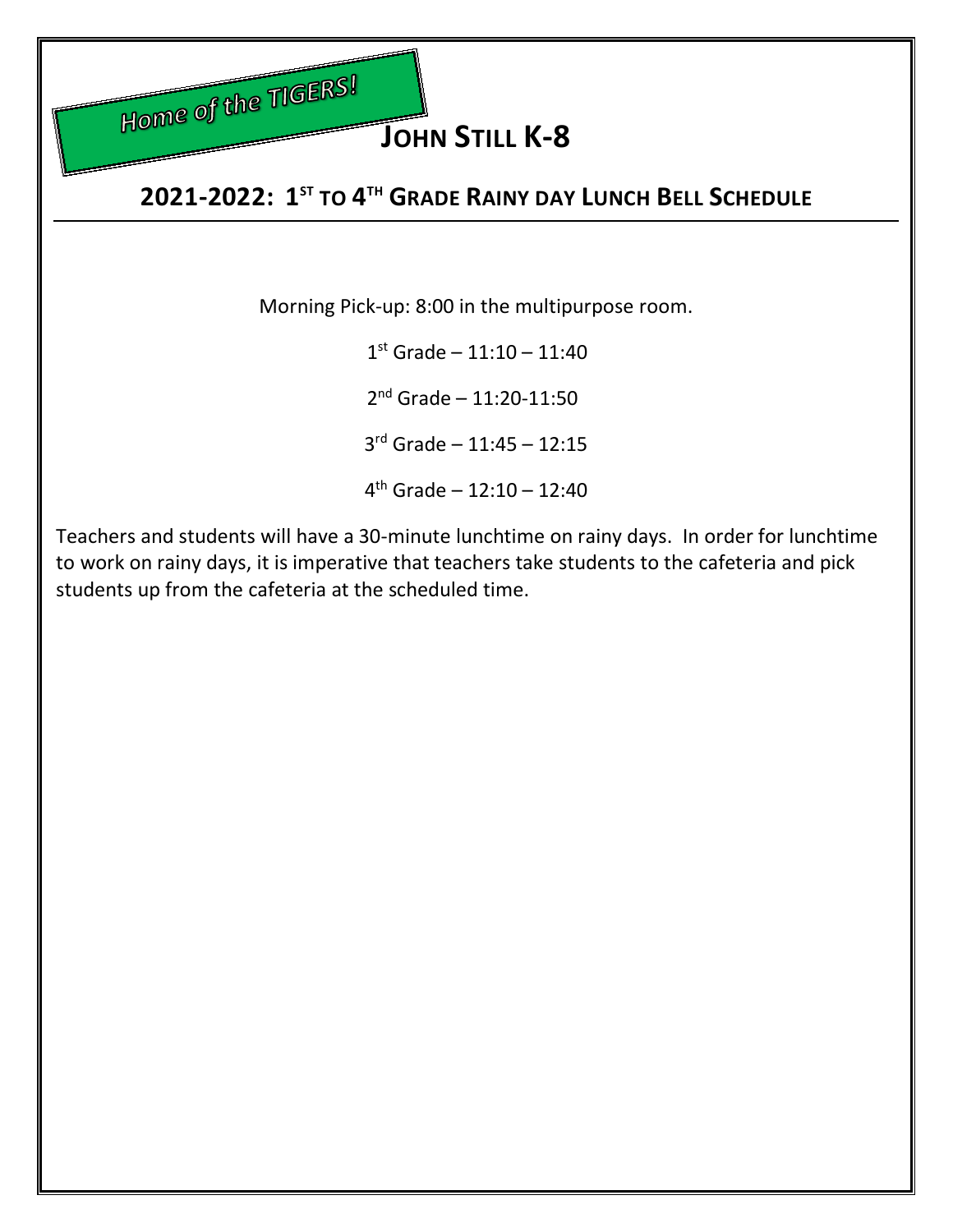Home of the TIGERS!

# JOHN STILL K-8

## 2021-2022: 1ST TO 4TH GRADE RAINY DAY LUNCH BELL SCHEDULE

Morning Pick-up: 8:00 in the multipurpose room.

1st Grade – 11:10 – 11:40

2nd Grade – 11:20-11:50

3rd Grade – 11:45 – 12:15

4th Grade – 12:10 – 12:40

Teachers and students will have a 30-minute lunchtime on rainy days. In order for lunchtime to work on rainy days, it is imperative that teachers take students to the cafeteria and pick students up from the cafeteria at the scheduled time.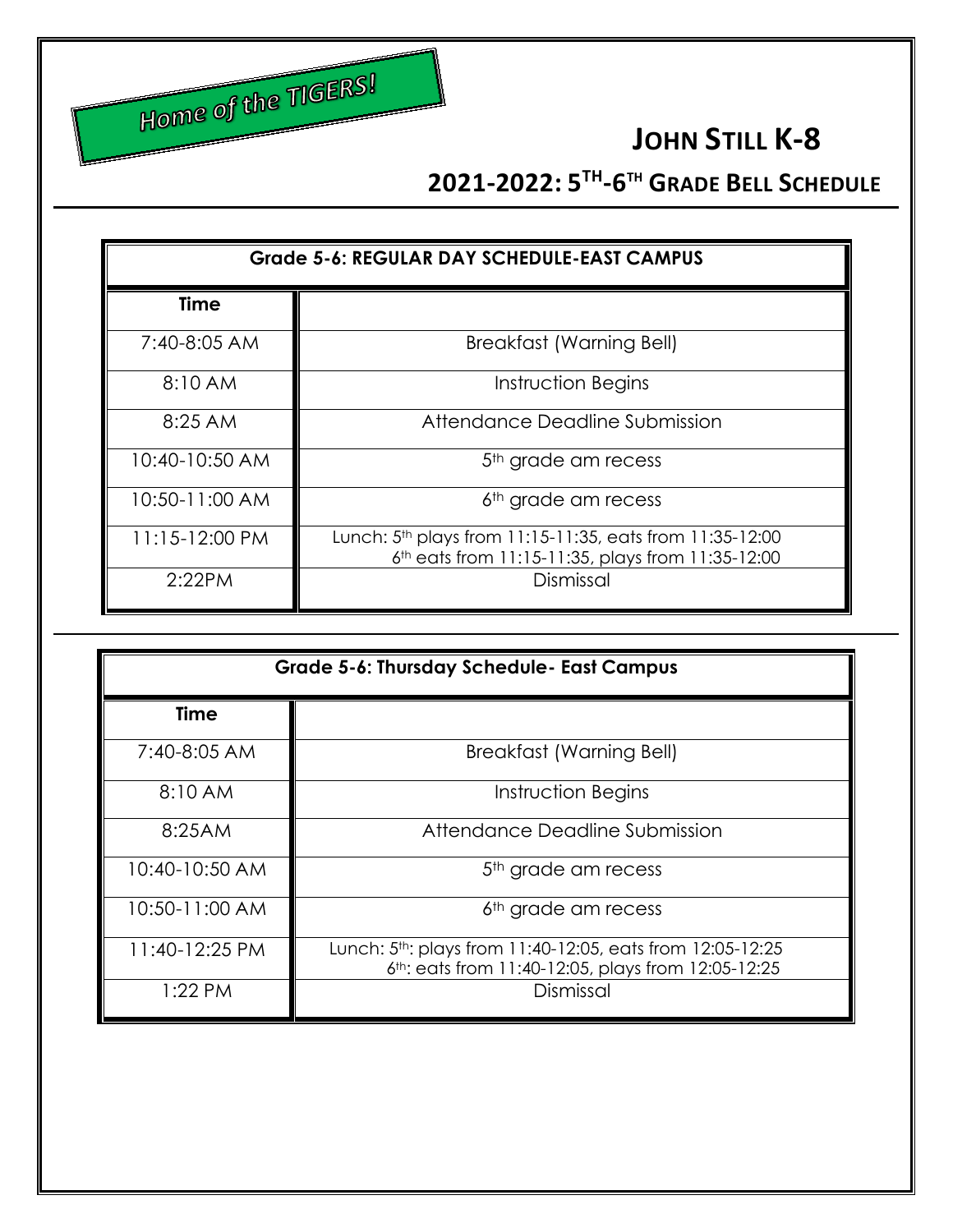Home of the TIGERS!

# JOHN STILL K-8

## 2021-2022: 5TH-6TH GRADE BELL SCHEDULE

| Grade 5-6: REGULAR DAY SCHEDULE-EAST CAMPUS | |
|---|---|
| **Time** | |
| 7:40-8:05 AM | Breakfast (Warning Bell) |
| 8:10 AM | Instruction Begins |
| 8:25 AM | Attendance Deadline Submission |
| 10:40-10:50 AM | 5th grade am recess |
| 10:50-11:00 AM | 6th grade am recess |
| 11:15-12:00 PM | Lunch: 5th plays from 11:15-11:35, eats from 11:35-12:00<br>6th eats from 11:15-11:35, plays from 11:35-12:00 |
| 2:22PM | Dismissal |

| Grade 5-6: Thursday Schedule- East Campus | |
|---|---|
| **Time** | |
| 7:40-8:05 AM | Breakfast (Warning Bell) |
| 8:10 AM | Instruction Begins |
| 8:25AM | Attendance Deadline Submission |
| 10:40-10:50 AM | 5th grade am recess |
| 10:50-11:00 AM | 6th grade am recess |
| 11:40-12:25 PM | Lunch: 5th: plays from 11:40-12:05, eats from 12:05-12:25<br>6th: eats from 11:40-12:05, plays from 12:05-12:25 |
| 1:22 PM | Dismissal |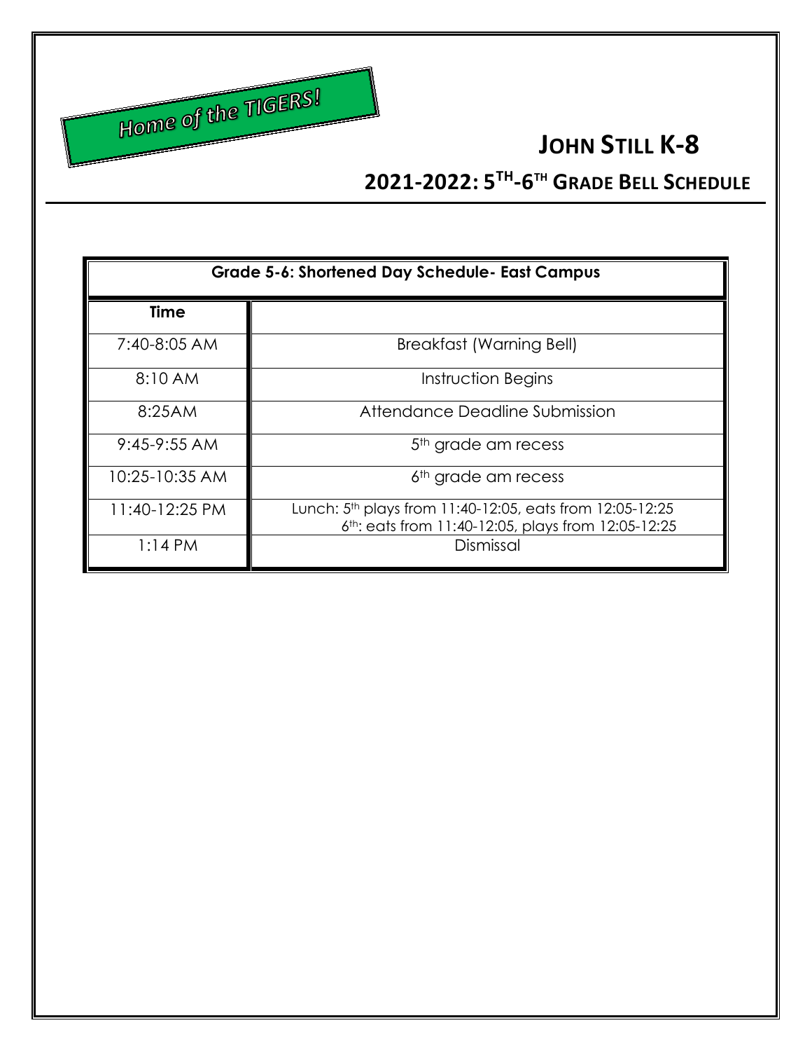Home of the TIGERS!

# JOHN STILL K-8

## 2021-2022: 5TH-6TH GRADE BELL SCHEDULE

| Grade 5-6: Shortened Day Schedule- East Campus | |
|---|---|
| **Time** | |
| 7:40-8:05 AM | Breakfast (Warning Bell) |
| 8:10 AM | Instruction Begins |
| 8:25AM | Attendance Deadline Submission |
| 9:45-9:55 AM | 5th grade am recess |
| 10:25-10:35 AM | 6th grade am recess |
| 11:40-12:25 PM | Lunch: 5th plays from 11:40-12:05, eats from 12:05-12:25<br>6th: eats from 11:40-12:05, plays from 12:05-12:25 |
| 1:14 PM | Dismissal |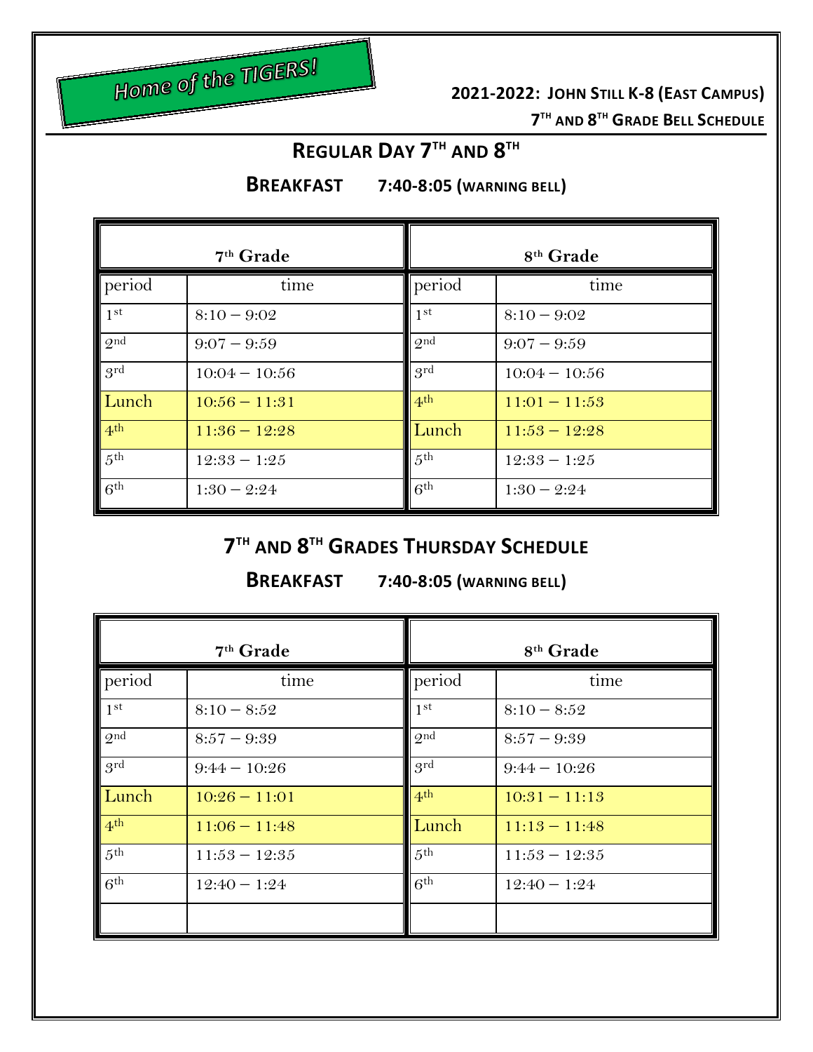Home of the TIGERS!

**2021-2022: JOHN STILL K-8 (EAST CAMPUS)**

**7TH AND 8TH GRADE BELL SCHEDULE**

## REGULAR DAY 7TH AND 8TH

**BREAKFAST 7:40-8:05 (WARNING BELL)**

| 7th Grade | | 8th Grade | |
|---|---|---|---|
| period | time | period | time |
| 1st | 8:10 – 9:02 | 1st | 8:10 – 9:02 |
| 2nd | 9:07 – 9:59 | 2nd | 9:07 – 9:59 |
| 3rd | 10:04 – 10:56 | 3rd | 10:04 – 10:56 |
| Lunch | 10:56 – 11:31 | 4th | 11:01 – 11:53 |
| 4th | 11:36 – 12:28 | Lunch | 11:53 – 12:28 |
| 5th | 12:33 – 1:25 | 5th | 12:33 – 1:25 |
| 6th | 1:30 – 2:24 | 6th | 1:30 – 2:24 |

## 7TH AND 8TH GRADES THURSDAY SCHEDULE

**BREAKFAST 7:40-8:05 (WARNING BELL)**

| 7th Grade | | 8th Grade | |
|---|---|---|---|
| period | time | period | time |
| 1st | 8:10 – 8:52 | 1st | 8:10 – 8:52 |
| 2nd | 8:57 – 9:39 | 2nd | 8:57 – 9:39 |
| 3rd | 9:44 – 10:26 | 3rd | 9:44 – 10:26 |
| Lunch | 10:26 – 11:01 | 4th | 10:31 – 11:13 |
| 4th | 11:06 – 11:48 | Lunch | 11:13 – 11:48 |
| 5th | 11:53 – 12:35 | 5th | 11:53 – 12:35 |
| 6th | 12:40 – 1:24 | 6th | 12:40 – 1:24 |
| | | | |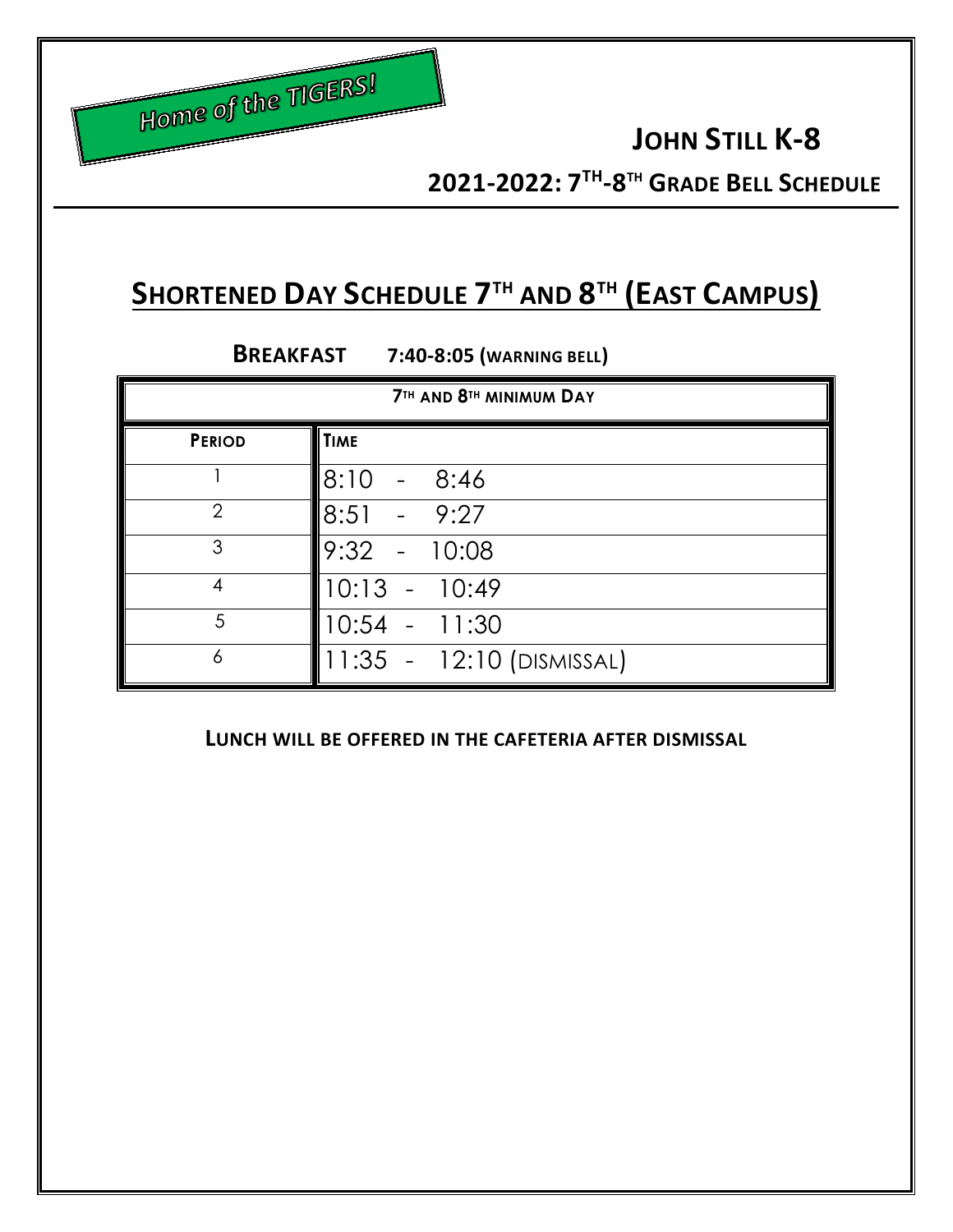Home of the TIGERS!

# JOHN STILL K-8

## 2021-2022: 7TH-8TH GRADE BELL SCHEDULE

## SHORTENED DAY SCHEDULE 7TH AND 8TH (EAST CAMPUS)

**BREAKFAST 7:40-8:05 (WARNING BELL)**

| 7TH AND 8TH MINIMUM DAY | |
|---|---|
| **PERIOD** | **TIME** |
| 1 | 8:10 - 8:46 |
| 2 | 8:51 - 9:27 |
| 3 | 9:32 - 10:08 |
| 4 | 10:13 - 10:49 |
| 5 | 10:54 - 11:30 |
| 6 | 11:35 - 12:10 (DISMISSAL) |

**LUNCH WILL BE OFFERED IN THE CAFETERIA AFTER DISMISSAL**